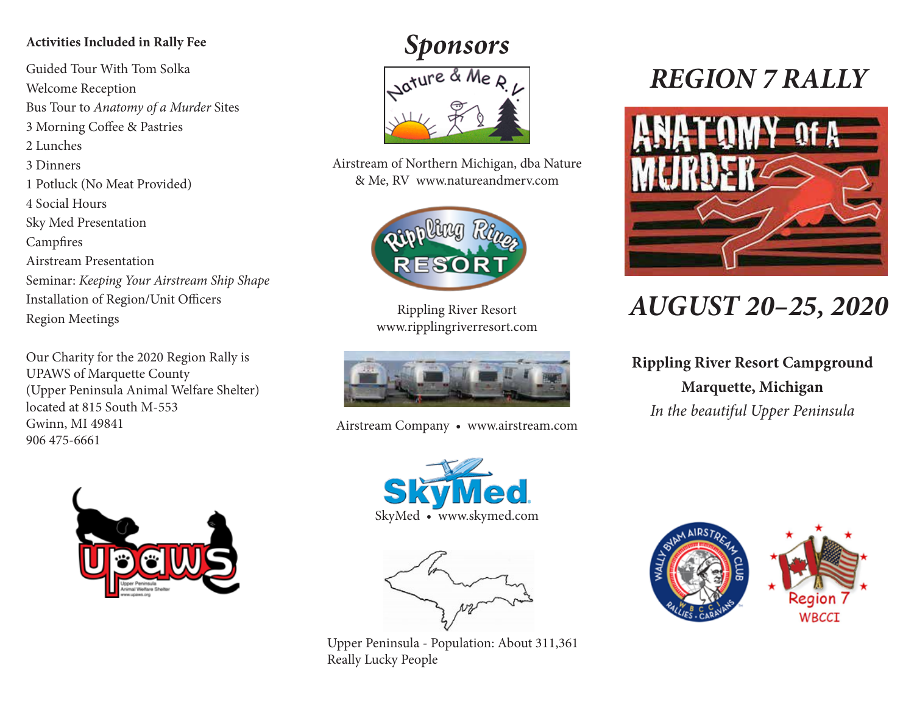**Activities Included in Rally Fee**

Guided Tour With Tom Solka
Welcome Reception
Bus Tour to *Anatomy of a Murder* Sites
3 Morning Coffee & Pastries
2 Lunches
3 Dinners
1 Potluck (No Meat Provided)
4 Social Hours
Sky Med Presentation
Campfires
Airstream Presentation
Seminar: *Keeping Your Airstream Ship Shape*
Installation of Region/Unit Officers
Region Meetings

Our Charity for the 2020 Region Rally is
UPAWS of Marquette County
(Upper Peninsula Animal Welfare Shelter)
located at 815 South M-553
Gwinn, MI 49841
906 475-6661

## *Sponsors*

Airstream of Northern Michigan, dba Nature & Me, RV www.natureandmerv.com

Rippling River Resort
www.ripplingriverresort.com

Airstream Company • www.airstream.com

SkyMed • www.skymed.com

Upper Peninsula - Population: About 311,361
Really Lucky People

# *REGION 7 RALLY*

ANATOMY OF A MURDER

## *AUGUST 20–25, 2020*

**Rippling River Resort Campground**
**Marquette, Michigan**
*In the beautiful Upper Peninsula*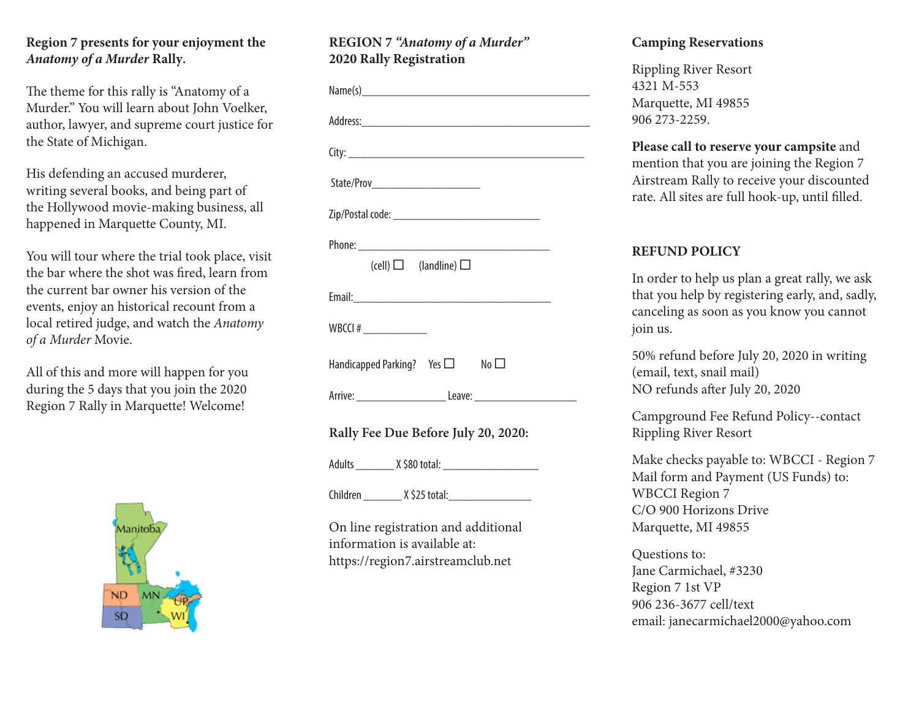**Region 7 presents for your enjoyment the *Anatomy of a Murder* Rally.**

The theme for this rally is "Anatomy of a Murder." You will learn about John Voelker, author, lawyer, and supreme court justice for the State of Michigan.

His defending an accused murderer, writing several books, and being part of the Hollywood movie-making business, all happened in Marquette County, MI.

You will tour where the trial took place, visit the bar where the shot was fired, learn from the current bar owner his version of the events, enjoy an historical recount from a local retired judge, and watch the *Anatomy of a Murder* Movie.

All of this and more will happen for you during the 5 days that you join the 2020 Region 7 Rally in Marquette! Welcome!

Manitoba
ND
MN
UP
SD
WI

**REGION 7 *"Anatomy of a Murder"* 2020 Rally Registration**

Name(s)\_\_\_\_\_\_\_\_\_\_\_\_\_\_\_\_\_\_\_\_\_\_\_\_\_\_\_\_\_\_\_\_\_\_\_\_\_\_

Address:\_\_\_\_\_\_\_\_\_\_\_\_\_\_\_\_\_\_\_\_\_\_\_\_\_\_\_\_\_\_\_\_\_\_\_\_\_\_

City: \_\_\_\_\_\_\_\_\_\_\_\_\_\_\_\_\_\_\_\_\_\_\_\_\_\_\_\_\_\_\_\_\_\_\_\_\_\_\_\_

State/Prov\_\_\_\_\_\_\_\_\_\_\_\_\_\_\_\_\_\_\_\_

Zip/Postal code: \_\_\_\_\_\_\_\_\_\_\_\_\_\_\_\_\_\_\_\_\_\_\_\_\_\_

Phone: \_\_\_\_\_\_\_\_\_\_\_\_\_\_\_\_\_\_\_\_\_\_\_\_\_\_\_\_\_\_\_\_\_\_

(cell) ☐ (landline) ☐

Email:\_\_\_\_\_\_\_\_\_\_\_\_\_\_\_\_\_\_\_\_\_\_\_\_\_\_\_\_\_\_\_\_\_\_\_

WBCCI # \_\_\_\_\_\_\_\_\_\_\_

Handicapped Parking? Yes ☐ No ☐

Arrive: \_\_\_\_\_\_\_\_\_\_\_\_\_\_\_\_ Leave: \_\_\_\_\_\_\_\_\_\_\_\_\_\_\_\_\_\_

**Rally Fee Due Before July 20, 2020:**

Adults \_\_\_\_\_\_\_ X $80 total: \_\_\_\_\_\_\_\_\_\_\_\_\_\_\_\_\_

Children \_\_\_\_\_\_\_ X $25 total:\_\_\_\_\_\_\_\_\_\_\_\_\_\_\_

On line registration and additional information is available at:
https://region7.airstreamclub.net

**Camping Reservations**

Rippling River Resort
4321 M-553
Marquette, MI 49855
906 273-2259.

**Please call to reserve your campsite** and mention that you are joining the Region 7 Airstream Rally to receive your discounted rate. All sites are full hook-up, until filled.

**REFUND POLICY**

In order to help us plan a great rally, we ask that you help by registering early, and, sadly, canceling as soon as you know you cannot join us.

50% refund before July 20, 2020 in writing (email, text, snail mail)
NO refunds after July 20, 2020

Campground Fee Refund Policy--contact Rippling River Resort

Make checks payable to: WBCCI - Region 7
Mail form and Payment (US Funds) to:
WBCCI Region 7
C/O 900 Horizons Drive
Marquette, MI 49855

Questions to:
Jane Carmichael, #3230
Region 7 1st VP
906 236-3677 cell/text
email: janecarmichael2000@yahoo.com